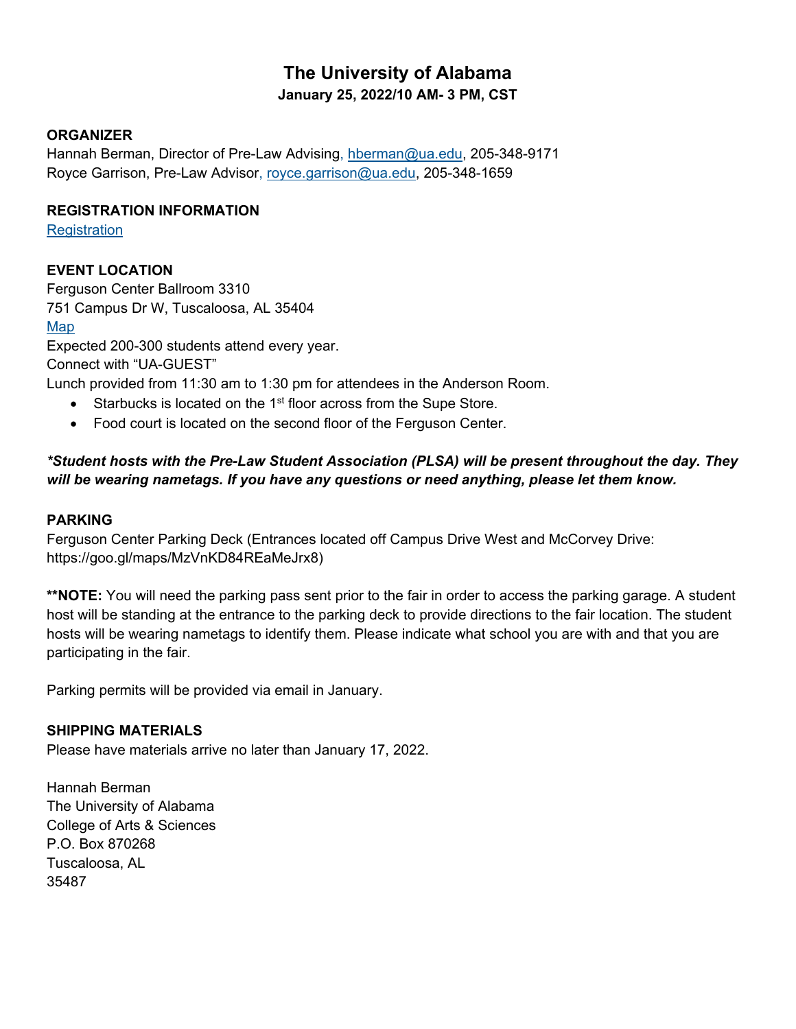# The University of Alabama

**January 25, 2022/10 AM- 3 PM, CST**

## ORGANIZER

Hannah Berman, Director of Pre-Law Advising, hberman@ua.edu, 205-348-9171
Royce Garrison, Pre-Law Advisor, royce.garrison@ua.edu, 205-348-1659

## REGISTRATION INFORMATION

Registration

## EVENT LOCATION

Ferguson Center Ballroom 3310
751 Campus Dr W, Tuscaloosa, AL 35404
Map
Expected 200-300 students attend every year.
Connect with “UA-GUEST”
Lunch provided from 11:30 am to 1:30 pm for attendees in the Anderson Room.

- Starbucks is located on the 1st floor across from the Supe Store.
- Food court is located on the second floor of the Ferguson Center.

***Student hosts with the Pre-Law Student Association (PLSA) will be present throughout the day. They will be wearing nametags. If you have any questions or need anything, please let them know.***

## PARKING

Ferguson Center Parking Deck (Entrances located off Campus Drive West and McCorvey Drive: https://goo.gl/maps/MzVnKD84REaMeJrx8)

****NOTE:** You will need the parking pass sent prior to the fair in order to access the parking garage. A student host will be standing at the entrance to the parking deck to provide directions to the fair location. The student hosts will be wearing nametags to identify them. Please indicate what school you are with and that you are participating in the fair.

Parking permits will be provided via email in January.

## SHIPPING MATERIALS

Please have materials arrive no later than January 17, 2022.

Hannah Berman
The University of Alabama
College of Arts & Sciences
P.O. Box 870268
Tuscaloosa, AL
35487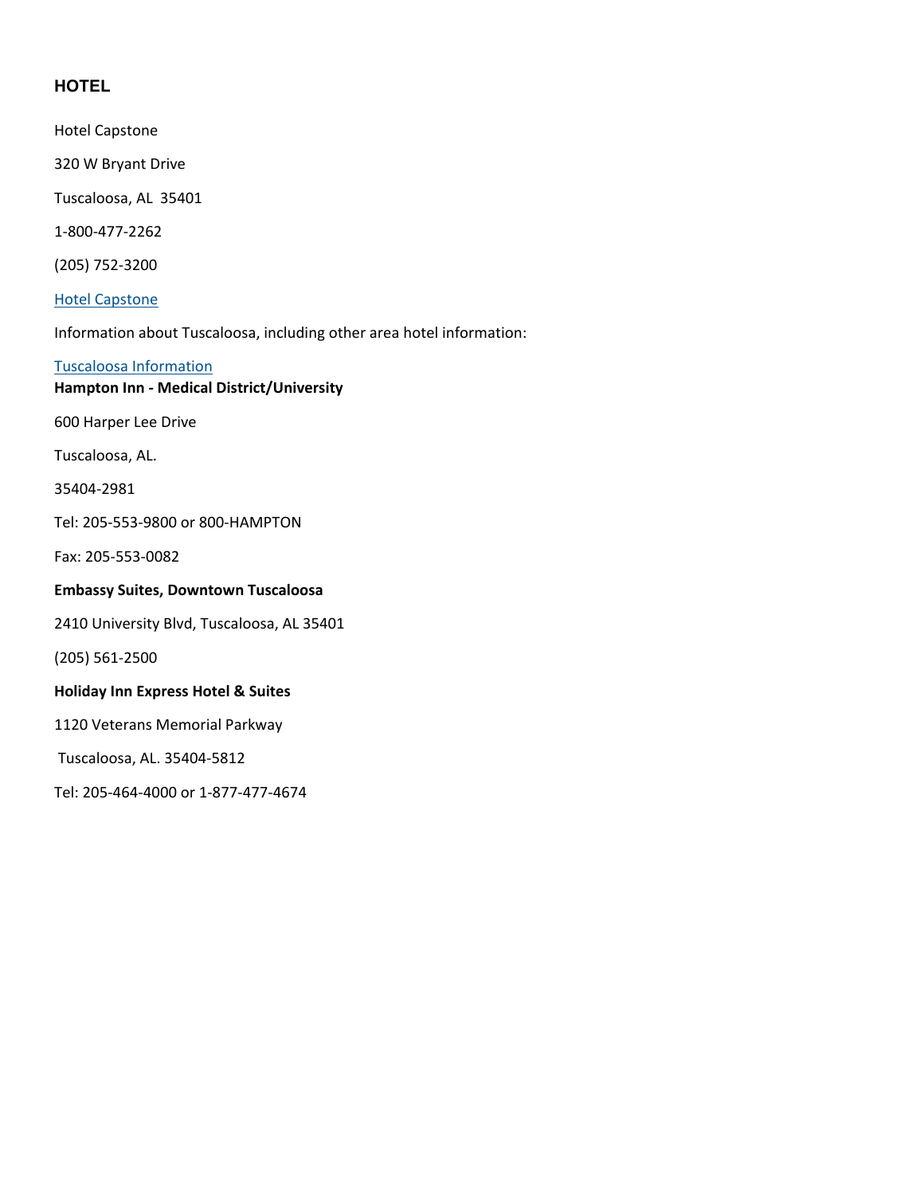## HOTEL

Hotel Capstone

320 W Bryant Drive

Tuscaloosa, AL 35401

1-800-477-2262

(205) 752-3200

Hotel Capstone

Information about Tuscaloosa, including other area hotel information:

Tuscaloosa Information

**Hampton Inn - Medical District/University**

600 Harper Lee Drive

Tuscaloosa, AL.

35404-2981

Tel: 205-553-9800 or 800-HAMPTON

Fax: 205-553-0082

**Embassy Suites, Downtown Tuscaloosa**

2410 University Blvd, Tuscaloosa, AL 35401

(205) 561-2500

**Holiday Inn Express Hotel & Suites**

1120 Veterans Memorial Parkway

Tuscaloosa, AL. 35404-5812

Tel: 205-464-4000 or 1-877-477-4674